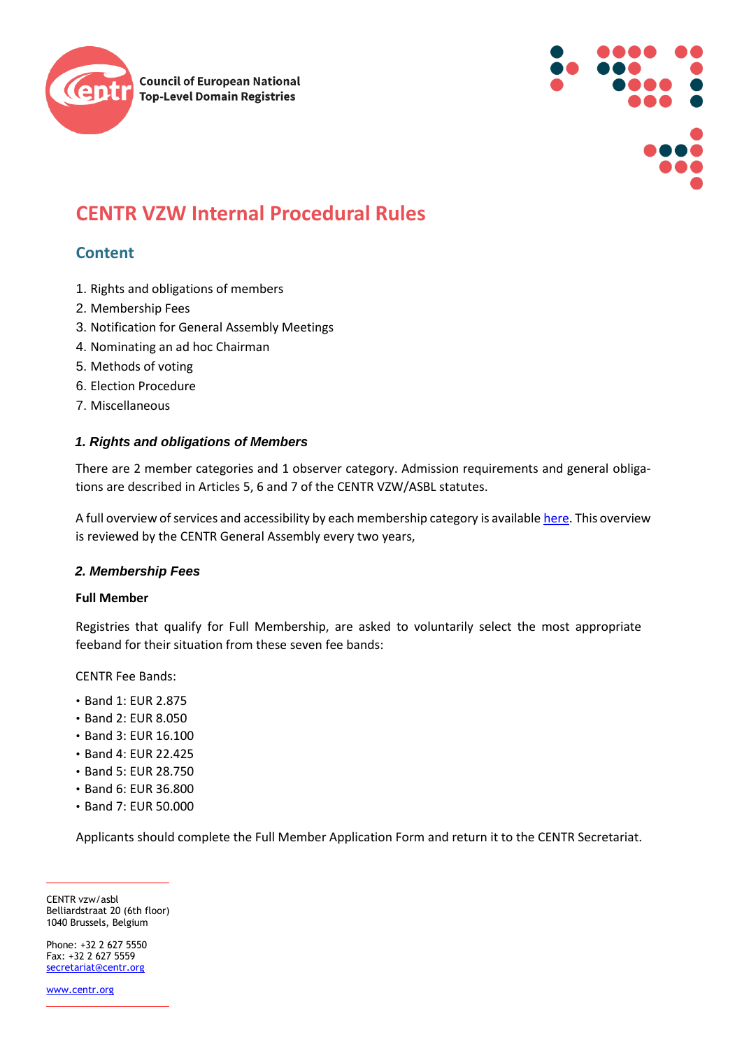Council of European National Top-Level Domain Registries

# CENTR VZW Internal Procedural Rules

## Content

1. Rights and obligations of members
2. Membership Fees
3. Notification for General Assembly Meetings
4. Nominating an ad hoc Chairman
5. Methods of voting
6. Election Procedure
7. Miscellaneous

### *1. Rights and obligations of Members*

There are 2 member categories and 1 observer category. Admission requirements and general obligations are described in Articles 5, 6 and 7 of the CENTR VZW/ASBL statutes.

A full overview of services and accessibility by each membership category is available [here](). This overview is reviewed by the CENTR General Assembly every two years,

### *2. Membership Fees*

**Full Member**

Registries that qualify for Full Membership, are asked to voluntarily select the most appropriate feeband for their situation from these seven fee bands:

CENTR Fee Bands:

- Band 1: EUR 2.875
- Band 2: EUR 8.050
- Band 3: EUR 16.100
- Band 4: EUR 22.425
- Band 5: EUR 28.750
- Band 6: EUR 36.800
- Band 7: EUR 50.000

Applicants should complete the Full Member Application Form and return it to the CENTR Secretariat.

CENTR vzw/asbl
Belliardstraat 20 (6th floor)
1040 Brussels, Belgium

Phone: +32 2 627 5550
Fax: +32 2 627 5559
secretariat@centr.org

www.centr.org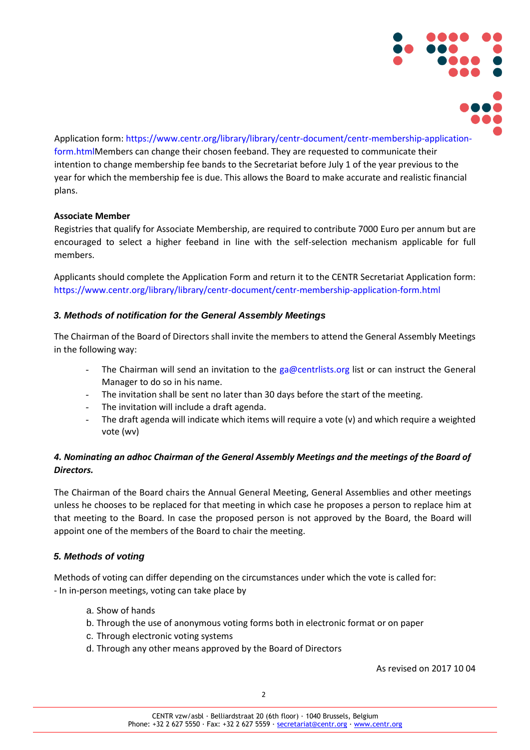Application form: https://www.centr.org/library/library/centr-document/centr-membership-application-form.htmlMembers can change their chosen feeband. They are requested to communicate their intention to change membership fee bands to the Secretariat before July 1 of the year previous to the year for which the membership fee is due. This allows the Board to make accurate and realistic financial plans.

**Associate Member**

Registries that qualify for Associate Membership, are required to contribute 7000 Euro per annum but are encouraged to select a higher feeband in line with the self-selection mechanism applicable for full members.

Applicants should complete the Application Form and return it to the CENTR Secretariat Application form: https://www.centr.org/library/library/centr-document/centr-membership-application-form.html

### *3. Methods of notification for the General Assembly Meetings*

The Chairman of the Board of Directors shall invite the members to attend the General Assembly Meetings in the following way:

- The Chairman will send an invitation to the ga@centrlists.org list or can instruct the General Manager to do so in his name.
- The invitation shall be sent no later than 30 days before the start of the meeting.
- The invitation will include a draft agenda.
- The draft agenda will indicate which items will require a vote (v) and which require a weighted vote (wv)

### *4. Nominating an adhoc Chairman of the General Assembly Meetings and the meetings of the Board of Directors.*

The Chairman of the Board chairs the Annual General Meeting, General Assemblies and other meetings unless he chooses to be replaced for that meeting in which case he proposes a person to replace him at that meeting to the Board. In case the proposed person is not approved by the Board, the Board will appoint one of the members of the Board to chair the meeting.

### *5. Methods of voting*

Methods of voting can differ depending on the circumstances under which the vote is called for:
- In in-person meetings, voting can take place by

a. Show of hands
b. Through the use of anonymous voting forms both in electronic format or on paper
c. Through electronic voting systems
d. Through any other means approved by the Board of Directors

As revised on 2017 10 04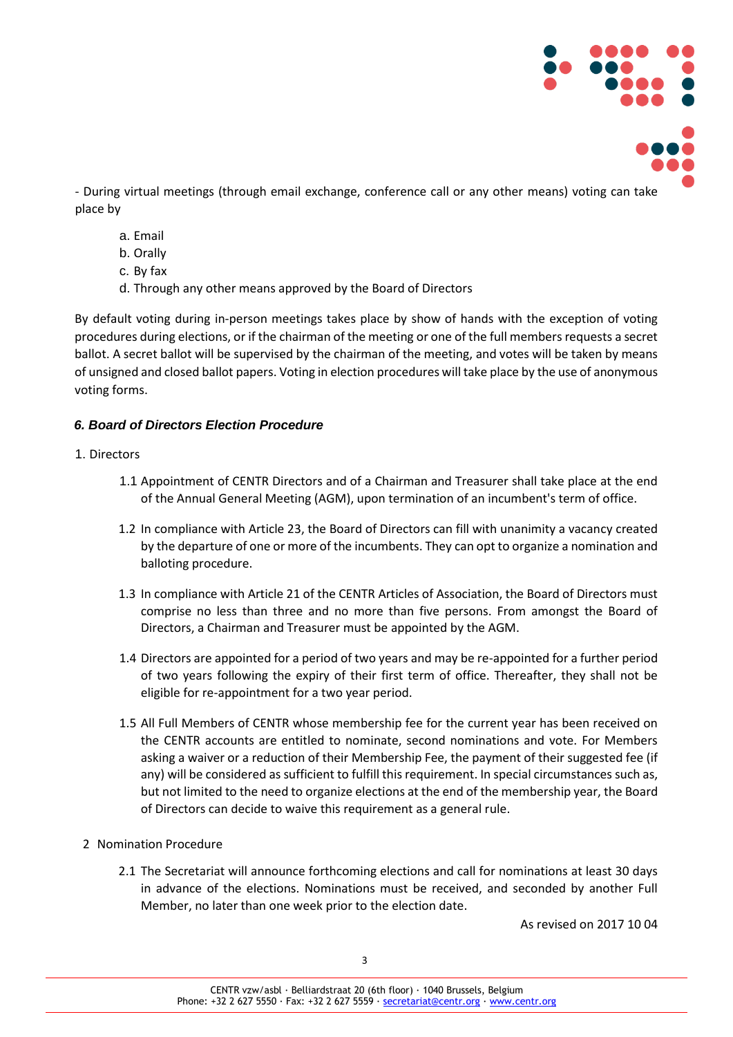- During virtual meetings (through email exchange, conference call or any other means) voting can take place by

a. Email
b. Orally
c. By fax
d. Through any other means approved by the Board of Directors

By default voting during in-person meetings takes place by show of hands with the exception of voting procedures during elections, or if the chairman of the meeting or one of the full members requests a secret ballot. A secret ballot will be supervised by the chairman of the meeting, and votes will be taken by means of unsigned and closed ballot papers. Voting in election procedures will take place by the use of anonymous voting forms.

### *6. Board of Directors Election Procedure*

1. Directors

1.1 Appointment of CENTR Directors and of a Chairman and Treasurer shall take place at the end of the Annual General Meeting (AGM), upon termination of an incumbent's term of office.

1.2 In compliance with Article 23, the Board of Directors can fill with unanimity a vacancy created by the departure of one or more of the incumbents. They can opt to organize a nomination and balloting procedure.

1.3 In compliance with Article 21 of the CENTR Articles of Association, the Board of Directors must comprise no less than three and no more than five persons. From amongst the Board of Directors, a Chairman and Treasurer must be appointed by the AGM.

1.4 Directors are appointed for a period of two years and may be re-appointed for a further period of two years following the expiry of their first term of office. Thereafter, they shall not be eligible for re-appointment for a two year period.

1.5 All Full Members of CENTR whose membership fee for the current year has been received on the CENTR accounts are entitled to nominate, second nominations and vote. For Members asking a waiver or a reduction of their Membership Fee, the payment of their suggested fee (if any) will be considered as sufficient to fulfill this requirement. In special circumstances such as, but not limited to the need to organize elections at the end of the membership year, the Board of Directors can decide to waive this requirement as a general rule.

2 Nomination Procedure

2.1 The Secretariat will announce forthcoming elections and call for nominations at least 30 days in advance of the elections. Nominations must be received, and seconded by another Full Member, no later than one week prior to the election date.

As revised on 2017 10 04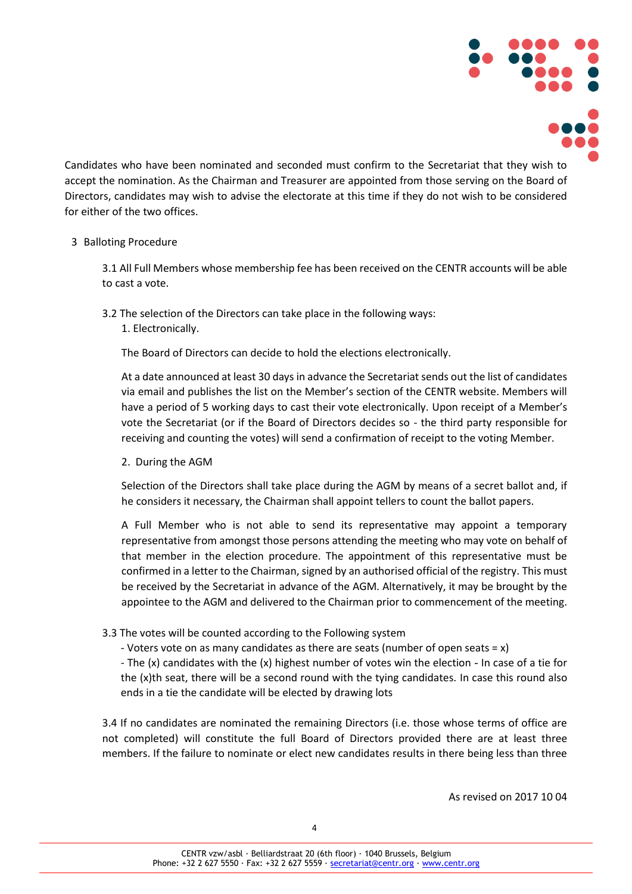Candidates who have been nominated and seconded must confirm to the Secretariat that they wish to accept the nomination. As the Chairman and Treasurer are appointed from those serving on the Board of Directors, candidates may wish to advise the electorate at this time if they do not wish to be considered for either of the two offices.

3 Balloting Procedure

3.1 All Full Members whose membership fee has been received on the CENTR accounts will be able to cast a vote.

3.2 The selection of the Directors can take place in the following ways:

1. Electronically.

The Board of Directors can decide to hold the elections electronically.

At a date announced at least 30 days in advance the Secretariat sends out the list of candidates via email and publishes the list on the Member's section of the CENTR website. Members will have a period of 5 working days to cast their vote electronically. Upon receipt of a Member's vote the Secretariat (or if the Board of Directors decides so - the third party responsible for receiving and counting the votes) will send a confirmation of receipt to the voting Member.

2. During the AGM

Selection of the Directors shall take place during the AGM by means of a secret ballot and, if he considers it necessary, the Chairman shall appoint tellers to count the ballot papers.

A Full Member who is not able to send its representative may appoint a temporary representative from amongst those persons attending the meeting who may vote on behalf of that member in the election procedure. The appointment of this representative must be confirmed in a letter to the Chairman, signed by an authorised official of the registry. This must be received by the Secretariat in advance of the AGM. Alternatively, it may be brought by the appointee to the AGM and delivered to the Chairman prior to commencement of the meeting.

3.3 The votes will be counted according to the Following system

- Voters vote on as many candidates as there are seats (number of open seats = x)
- The (x) candidates with the (x) highest number of votes win the election - In case of a tie for the (x)th seat, there will be a second round with the tying candidates. In case this round also ends in a tie the candidate will be elected by drawing lots

3.4 If no candidates are nominated the remaining Directors (i.e. those whose terms of office are not completed) will constitute the full Board of Directors provided there are at least three members. If the failure to nominate or elect new candidates results in there being less than three

As revised on 2017 10 04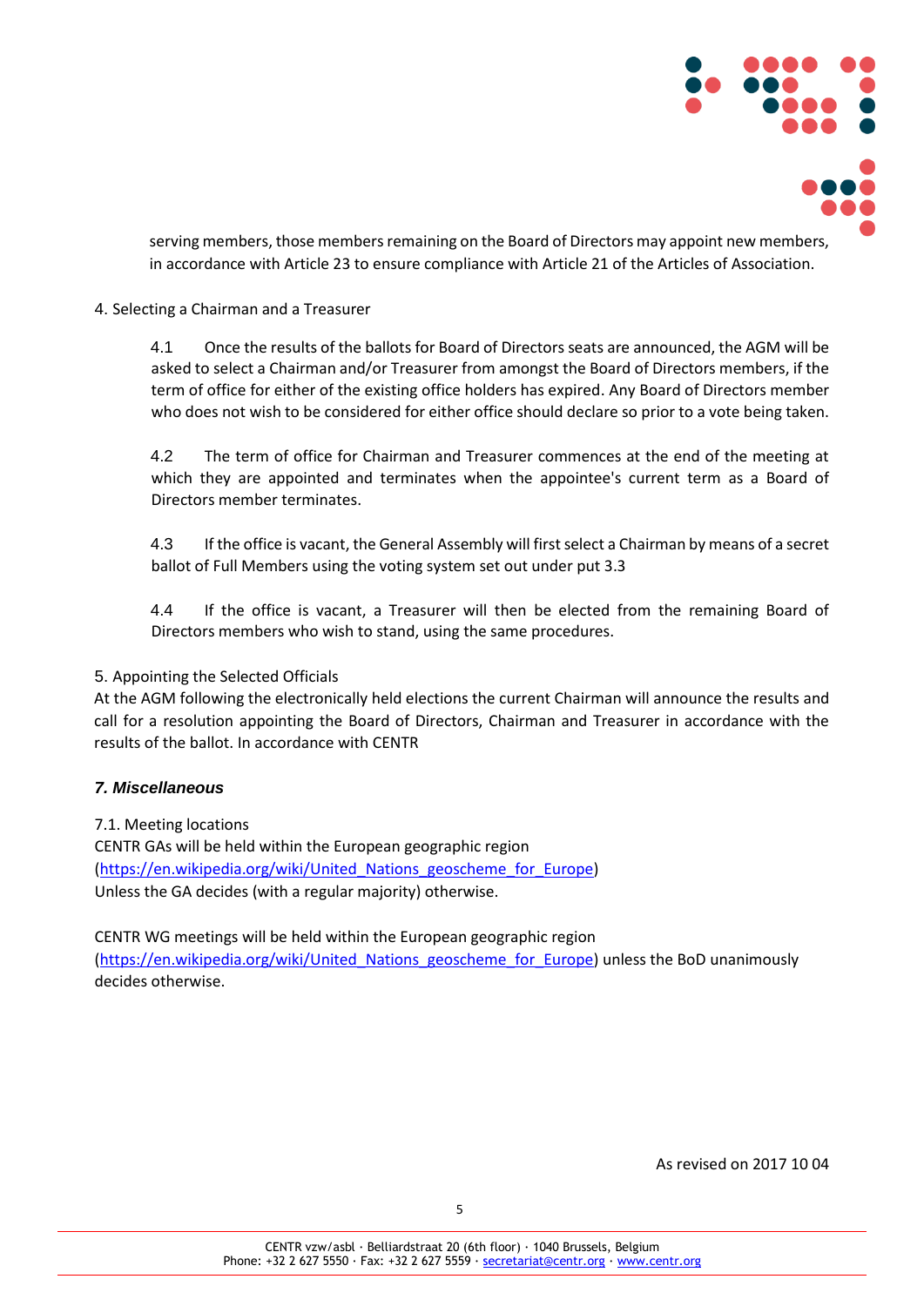serving members, those members remaining on the Board of Directors may appoint new members, in accordance with Article 23 to ensure compliance with Article 21 of the Articles of Association.

4. Selecting a Chairman and a Treasurer

4.1 Once the results of the ballots for Board of Directors seats are announced, the AGM will be asked to select a Chairman and/or Treasurer from amongst the Board of Directors members, if the term of office for either of the existing office holders has expired. Any Board of Directors member who does not wish to be considered for either office should declare so prior to a vote being taken.

4.2 The term of office for Chairman and Treasurer commences at the end of the meeting at which they are appointed and terminates when the appointee's current term as a Board of Directors member terminates.

4.3 If the office is vacant, the General Assembly will first select a Chairman by means of a secret ballot of Full Members using the voting system set out under put 3.3

4.4 If the office is vacant, a Treasurer will then be elected from the remaining Board of Directors members who wish to stand, using the same procedures.

5. Appointing the Selected Officials
At the AGM following the electronically held elections the current Chairman will announce the results and call for a resolution appointing the Board of Directors, Chairman and Treasurer in accordance with the results of the ballot. In accordance with CENTR

### *7. Miscellaneous*

7.1. Meeting locations
CENTR GAs will be held within the European geographic region
(https://en.wikipedia.org/wiki/United_Nations_geoscheme_for_Europe)
Unless the GA decides (with a regular majority) otherwise.

CENTR WG meetings will be held within the European geographic region
(https://en.wikipedia.org/wiki/United_Nations_geoscheme_for_Europe) unless the BoD unanimously decides otherwise.

As revised on 2017 10 04